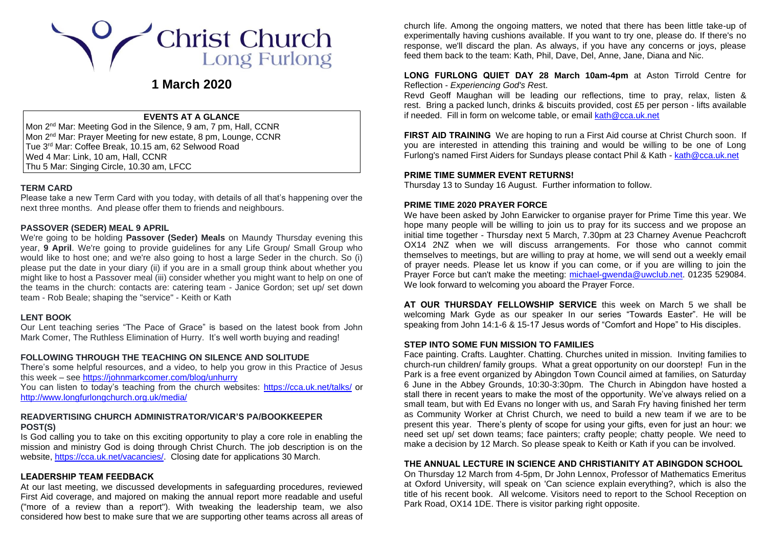# Christ Church Long Furlong

## 1 March 2020

**EVENTS AT A GLANCE**

Mon 2nd Mar: Meeting God in the Silence, 9 am, 7 pm, Hall, CCNR
Mon 2nd Mar: Prayer Meeting for new estate, 8 pm, Lounge, CCNR
Tue 3rd Mar: Coffee Break, 10.15 am, 62 Selwood Road
Wed 4 Mar: Link, 10 am, Hall, CCNR
Thu 5 Mar: Singing Circle, 10.30 am, LFCC

### TERM CARD

Please take a new Term Card with you today, with details of all that's happening over the next three months. And please offer them to friends and neighbours.

### PASSOVER (SEDER) MEAL 9 APRIL

We're going to be holding **Passover (Seder) Meals** on Maundy Thursday evening this year, **9 April**. We're going to provide guidelines for any Life Group/ Small Group who would like to host one; and we're also going to host a large Seder in the church. So (i) please put the date in your diary (ii) if you are in a small group think about whether you might like to host a Passover meal (iii) consider whether you might want to help on one of the teams in the church: contacts are: catering team - Janice Gordon; set up/ set down team - Rob Beale; shaping the "service" - Keith or Kath

### LENT BOOK

Our Lent teaching series "The Pace of Grace" is based on the latest book from John Mark Comer, The Ruthless Elimination of Hurry. It's well worth buying and reading!

### FOLLOWING THROUGH THE TEACHING ON SILENCE AND SOLITUDE

There's some helpful resources, and a video, to help you grow in this Practice of Jesus this week – see https://johnmarkcomer.com/blog/unhurry

You can listen to today's teaching from the church websites: https://cca.uk.net/talks/ or http://www.longfurlongchurch.org.uk/media/

### READVERTISING CHURCH ADMINISTRATOR/VICAR'S PA/BOOKKEEPER POST(S)

Is God calling you to take on this exciting opportunity to play a core role in enabling the mission and ministry God is doing through Christ Church. The job description is on the website, https://cca.uk.net/vacancies/. Closing date for applications 30 March.

### LEADERSHIP TEAM FEEDBACK

At our last meeting, we discussed developments in safeguarding procedures, reviewed First Aid coverage, and majored on making the annual report more readable and useful ("more of a review than a report"). With tweaking the leadership team, we also considered how best to make sure that we are supporting other teams across all areas of church life. Among the ongoing matters, we noted that there has been little take-up of experimentally having cushions available. If you want to try one, please do. If there's no response, we'll discard the plan. As always, if you have any concerns or joys, please feed them back to the team: Kath, Phil, Dave, Del, Anne, Jane, Diana and Nic.

**LONG FURLONG QUIET DAY 28 March 10am-4pm** at Aston Tirrold Centre for Reflection - *Experiencing God's Rest.*

Revd Geoff Maughan will be leading our reflections, time to pray, relax, listen & rest. Bring a packed lunch, drinks & biscuits provided, cost £5 per person - lifts available if needed. Fill in form on welcome table, or email kath@cca.uk.net

**FIRST AID TRAINING** We are hoping to run a First Aid course at Christ Church soon. If you are interested in attending this training and would be willing to be one of Long Furlong's named First Aiders for Sundays please contact Phil & Kath - kath@cca.uk.net

### PRIME TIME SUMMER EVENT RETURNS!

Thursday 13 to Sunday 16 August. Further information to follow.

### PRIME TIME 2020 PRAYER FORCE

We have been asked by John Earwicker to organise prayer for Prime Time this year. We hope many people will be willing to join us to pray for its success and we propose an initial time together - Thursday next 5 March, 7.30pm at 23 Charney Avenue Peachcroft OX14 2NZ when we will discuss arrangements. For those who cannot commit themselves to meetings, but are willing to pray at home, we will send out a weekly email of prayer needs. Please let us know if you can come, or if you are willing to join the Prayer Force but can't make the meeting: michael-gwenda@uwclub.net. 01235 529084. We look forward to welcoming you aboard the Prayer Force.

**AT OUR THURSDAY FELLOWSHIP SERVICE** this week on March 5 we shall be welcoming Mark Gyde as our speaker In our series "Towards Easter". He will be speaking from John 14:1-6 & 15-17 Jesus words of "Comfort and Hope" to His disciples.

### STEP INTO SOME FUN MISSION TO FAMILIES

Face painting. Crafts. Laughter. Chatting. Churches united in mission. Inviting families to church-run children/ family groups. What a great opportunity on our doorstep! Fun in the Park is a free event organized by Abingdon Town Council aimed at families, on Saturday 6 June in the Abbey Grounds, 10:30-3:30pm. The Church in Abingdon have hosted a stall there in recent years to make the most of the opportunity. We've always relied on a small team, but with Ed Evans no longer with us, and Sarah Fry having finished her term as Community Worker at Christ Church, we need to build a new team if we are to be present this year. There's plenty of scope for using your gifts, even for just an hour: we need set up/ set down teams; face painters; crafty people; chatty people. We need to make a decision by 12 March. So please speak to Keith or Kath if you can be involved.

### THE ANNUAL LECTURE IN SCIENCE AND CHRISTIANITY AT ABINGDON SCHOOL

On Thursday 12 March from 4-5pm, Dr John Lennox, Professor of Mathematics Emeritus at Oxford University, will speak on 'Can science explain everything?, which is also the title of his recent book. All welcome. Visitors need to report to the School Reception on Park Road, OX14 1DE. There is visitor parking right opposite.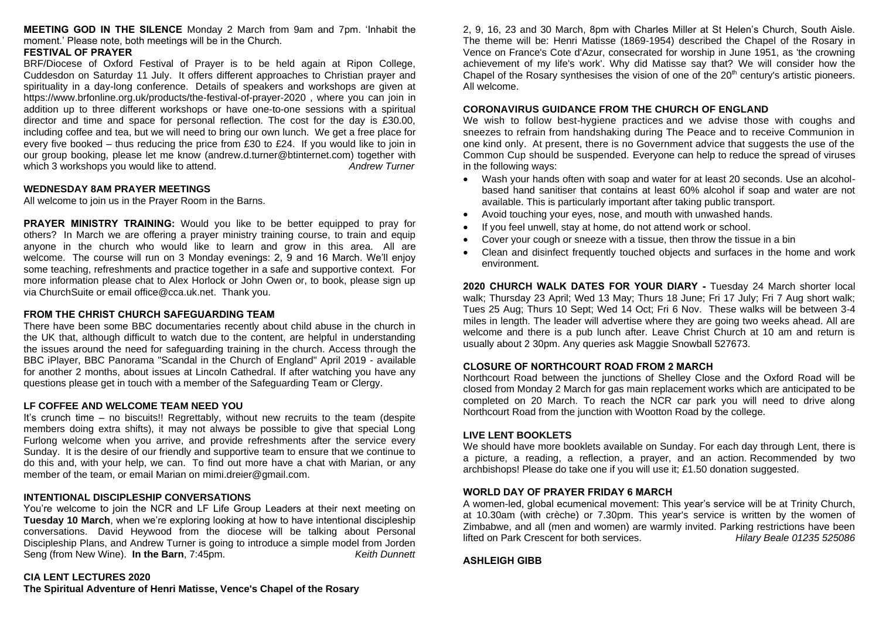**MEETING GOD IN THE SILENCE** Monday 2 March from 9am and 7pm. 'Inhabit the moment.' Please note, both meetings will be in the Church.

**FESTIVAL OF PRAYER**

BRF/Diocese of Oxford Festival of Prayer is to be held again at Ripon College, Cuddesdon on Saturday 11 July. It offers different approaches to Christian prayer and spirituality in a day-long conference. Details of speakers and workshops are given at https://www.brfonline.org.uk/products/the-festival-of-prayer-2020 , where you can join in addition up to three different workshops or have one-to-one sessions with a spiritual director and time and space for personal reflection. The cost for the day is £30.00, including coffee and tea, but we will need to bring our own lunch. We get a free place for every five booked – thus reducing the price from £30 to £24. If you would like to join in our group booking, please let me know (andrew.d.turner@btinternet.com) together with which 3 workshops you would like to attend. *Andrew Turner*

**WEDNESDAY 8AM PRAYER MEETINGS**

All welcome to join us in the Prayer Room in the Barns.

**PRAYER MINISTRY TRAINING:** Would you like to be better equipped to pray for others? In March we are offering a prayer ministry training course, to train and equip anyone in the church who would like to learn and grow in this area. All are welcome. The course will run on 3 Monday evenings: 2, 9 and 16 March. We'll enjoy some teaching, refreshments and practice together in a safe and supportive context. For more information please chat to Alex Horlock or John Owen or, to book, please sign up via ChurchSuite or email office@cca.uk.net. Thank you.

**FROM THE CHRIST CHURCH SAFEGUARDING TEAM**

There have been some BBC documentaries recently about child abuse in the church in the UK that, although difficult to watch due to the content, are helpful in understanding the issues around the need for safeguarding training in the church. Access through the BBC iPlayer, BBC Panorama "Scandal in the Church of England" April 2019 - available for another 2 months, about issues at Lincoln Cathedral. If after watching you have any questions please get in touch with a member of the Safeguarding Team or Clergy.

**LF COFFEE AND WELCOME TEAM NEED YOU**

It's crunch time – no biscuits!! Regrettably, without new recruits to the team (despite members doing extra shifts), it may not always be possible to give that special Long Furlong welcome when you arrive, and provide refreshments after the service every Sunday. It is the desire of our friendly and supportive team to ensure that we continue to do this and, with your help, we can. To find out more have a chat with Marian, or any member of the team, or email Marian on mimi.dreier@gmail.com.

**INTENTIONAL DISCIPLESHIP CONVERSATIONS**

You're welcome to join the NCR and LF Life Group Leaders at their next meeting on **Tuesday 10 March**, when we're exploring looking at how to have intentional discipleship conversations. David Heywood from the diocese will be talking about Personal Discipleship Plans, and Andrew Turner is going to introduce a simple model from Jorden Seng (from New Wine). **In the Barn**, 7:45pm. *Keith Dunnett*

**CIA LENT LECTURES 2020**

**The Spiritual Adventure of Henri Matisse, Vence's Chapel of the Rosary**

2, 9, 16, 23 and 30 March, 8pm with Charles Miller at St Helen's Church, South Aisle. The theme will be: Henri Matisse (1869-1954) described the Chapel of the Rosary in Vence on France's Cote d'Azur, consecrated for worship in June 1951, as 'the crowning achievement of my life's work'. Why did Matisse say that? We will consider how the Chapel of the Rosary synthesises the vision of one of the 20th century's artistic pioneers. All welcome.

**CORONAVIRUS GUIDANCE FROM THE CHURCH OF ENGLAND**

We wish to follow best-hygiene practices and we advise those with coughs and sneezes to refrain from handshaking during The Peace and to receive Communion in one kind only. At present, there is no Government advice that suggests the use of the Common Cup should be suspended. Everyone can help to reduce the spread of viruses in the following ways:

- Wash your hands often with soap and water for at least 20 seconds. Use an alcohol-based hand sanitiser that contains at least 60% alcohol if soap and water are not available. This is particularly important after taking public transport.
- Avoid touching your eyes, nose, and mouth with unwashed hands.
- If you feel unwell, stay at home, do not attend work or school.
- Cover your cough or sneeze with a tissue, then throw the tissue in a bin
- Clean and disinfect frequently touched objects and surfaces in the home and work environment.

**2020 CHURCH WALK DATES FOR YOUR DIARY -** Tuesday 24 March shorter local walk; Thursday 23 April; Wed 13 May; Thurs 18 June; Fri 17 July; Fri 7 Aug short walk; Tues 25 Aug; Thurs 10 Sept; Wed 14 Oct; Fri 6 Nov. These walks will be between 3-4 miles in length. The leader will advertise where they are going two weeks ahead. All are welcome and there is a pub lunch after. Leave Christ Church at 10 am and return is usually about 2 30pm. Any queries ask Maggie Snowball 527673.

**CLOSURE OF NORTHCOURT ROAD FROM 2 MARCH**

Northcourt Road between the junctions of Shelley Close and the Oxford Road will be closed from Monday 2 March for gas main replacement works which are anticipated to be completed on 20 March. To reach the NCR car park you will need to drive along Northcourt Road from the junction with Wootton Road by the college.

**LIVE LENT BOOKLETS**

We should have more booklets available on Sunday. For each day through Lent, there is a picture, a reading, a reflection, a prayer, and an action. Recommended by two archbishops! Please do take one if you will use it; £1.50 donation suggested.

**WORLD DAY OF PRAYER FRIDAY 6 MARCH**

A women-led, global ecumenical movement: This year's service will be at Trinity Church, at 10.30am (with crèche) or 7.30pm. This year's service is written by the women of Zimbabwe, and all (men and women) are warmly invited. Parking restrictions have been lifted on Park Crescent for both services. *Hilary Beale 01235 525086*

**ASHLEIGH GIBB**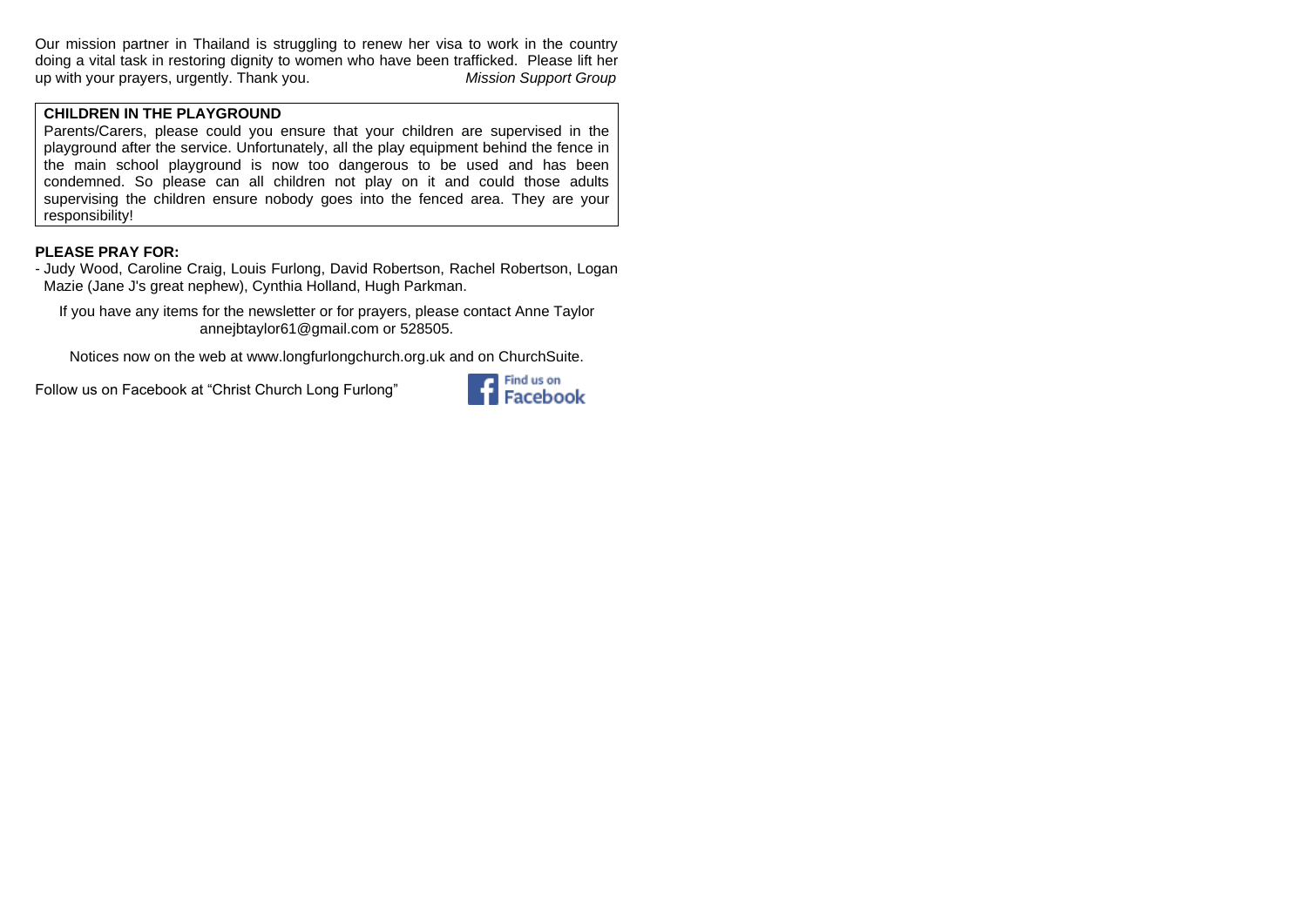Our mission partner in Thailand is struggling to renew her visa to work in the country doing a vital task in restoring dignity to women who have been trafficked. Please lift her up with your prayers, urgently. Thank you. *Mission Support Group*

**CHILDREN IN THE PLAYGROUND**

Parents/Carers, please could you ensure that your children are supervised in the playground after the service. Unfortunately, all the play equipment behind the fence in the main school playground is now too dangerous to be used and has been condemned. So please can all children not play on it and could those adults supervising the children ensure nobody goes into the fenced area. They are your responsibility!

**PLEASE PRAY FOR:**

- Judy Wood, Caroline Craig, Louis Furlong, David Robertson, Rachel Robertson, Logan Mazie (Jane J's great nephew), Cynthia Holland, Hugh Parkman.

If you have any items for the newsletter or for prayers, please contact Anne Taylor annejbtaylor61@gmail.com or 528505.

Notices now on the web at www.longfurlongchurch.org.uk and on ChurchSuite.

Follow us on Facebook at "Christ Church Long Furlong"

Find us on Facebook